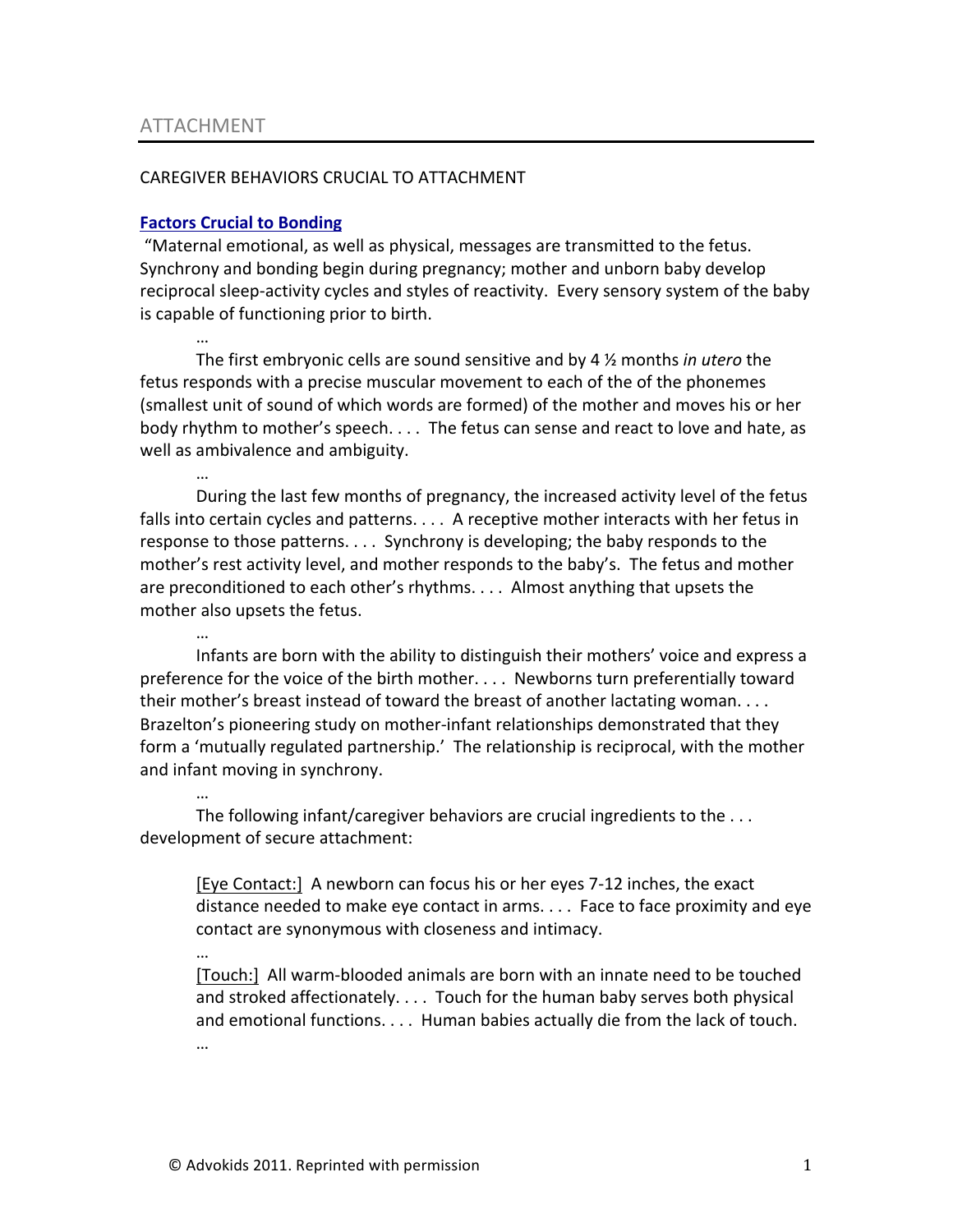# ATTACHMENT

## CAREGIVER BEHAVIORS CRUCIAL TO ATTACHMENT

**Factors Crucial to Bonding**

"Maternal emotional, as well as physical, messages are transmitted to the fetus. Synchrony and bonding begin during pregnancy; mother and unborn baby develop reciprocal sleep-activity cycles and styles of reactivity. Every sensory system of the baby is capable of functioning prior to birth.

…

The first embryonic cells are sound sensitive and by 4 ½ months *in utero* the fetus responds with a precise muscular movement to each of the of the phonemes (smallest unit of sound of which words are formed) of the mother and moves his or her body rhythm to mother's speech. . . . The fetus can sense and react to love and hate, as well as ambivalence and ambiguity.

…

During the last few months of pregnancy, the increased activity level of the fetus falls into certain cycles and patterns. . . . A receptive mother interacts with her fetus in response to those patterns. . . . Synchrony is developing; the baby responds to the mother's rest activity level, and mother responds to the baby's. The fetus and mother are preconditioned to each other's rhythms. . . . Almost anything that upsets the mother also upsets the fetus.

…

Infants are born with the ability to distinguish their mothers' voice and express a preference for the voice of the birth mother. . . . Newborns turn preferentially toward their mother's breast instead of toward the breast of another lactating woman. . . . Brazelton's pioneering study on mother-infant relationships demonstrated that they form a 'mutually regulated partnership.' The relationship is reciprocal, with the mother and infant moving in synchrony.

…

The following infant/caregiver behaviors are crucial ingredients to the . . . development of secure attachment:

> [Eye Contact:] A newborn can focus his or her eyes 7-12 inches, the exact distance needed to make eye contact in arms. . . . Face to face proximity and eye contact are synonymous with closeness and intimacy.
>
> …
>
> [Touch:] All warm-blooded animals are born with an innate need to be touched and stroked affectionately. . . . Touch for the human baby serves both physical and emotional functions. . . . Human babies actually die from the lack of touch.
>
> …

© Advokids 2011. Reprinted with permission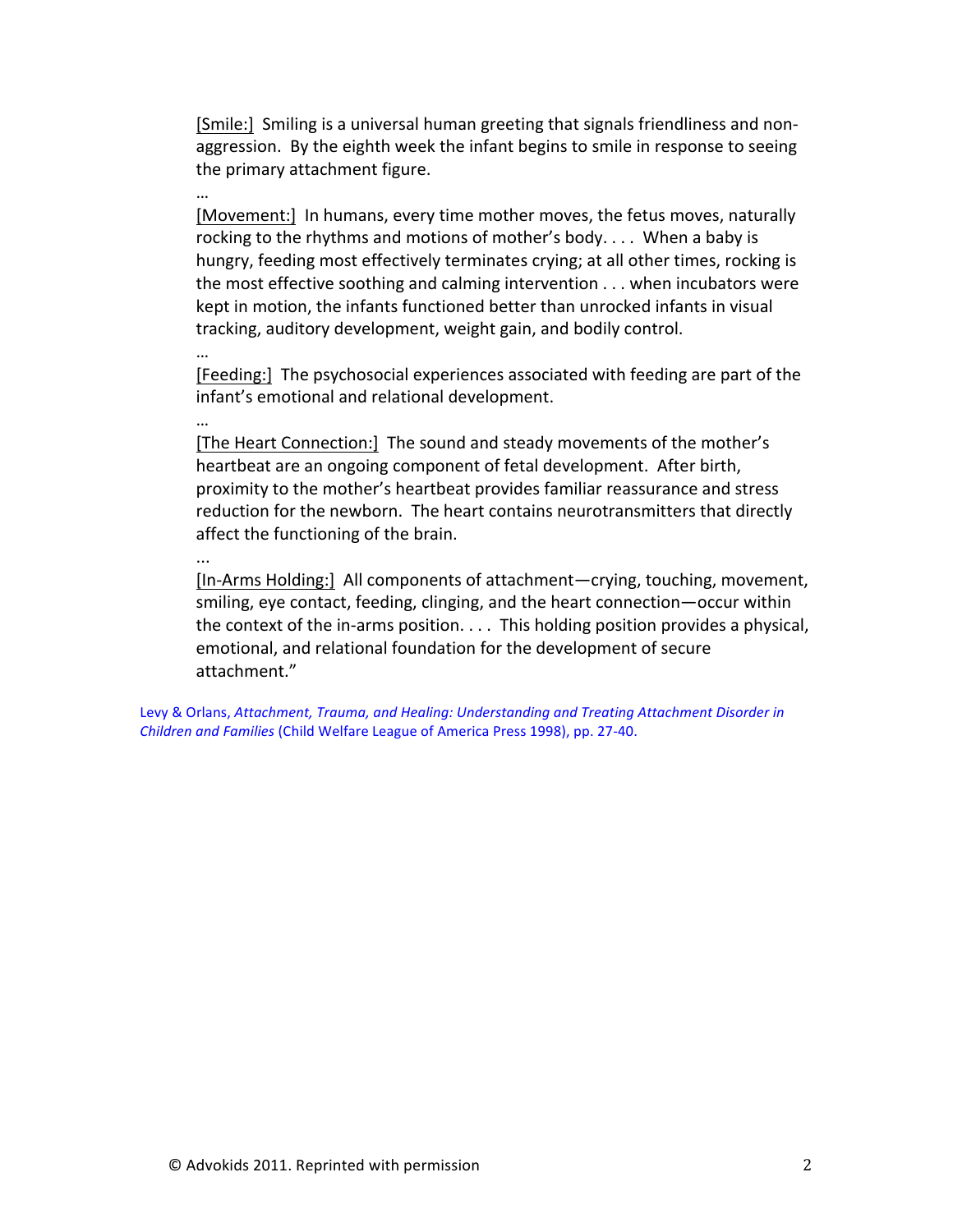[Smile:] Smiling is a universal human greeting that signals friendliness and non-aggression. By the eighth week the infant begins to smile in response to seeing the primary attachment figure.

…

[Movement:] In humans, every time mother moves, the fetus moves, naturally rocking to the rhythms and motions of mother's body. . . . When a baby is hungry, feeding most effectively terminates crying; at all other times, rocking is the most effective soothing and calming intervention . . . when incubators were kept in motion, the infants functioned better than unrocked infants in visual tracking, auditory development, weight gain, and bodily control.

…

[Feeding:] The psychosocial experiences associated with feeding are part of the infant's emotional and relational development.

…

[The Heart Connection:] The sound and steady movements of the mother's heartbeat are an ongoing component of fetal development. After birth, proximity to the mother's heartbeat provides familiar reassurance and stress reduction for the newborn. The heart contains neurotransmitters that directly affect the functioning of the brain.

...

[In-Arms Holding:] All components of attachment—crying, touching, movement, smiling, eye contact, feeding, clinging, and the heart connection—occur within the context of the in-arms position. . . . This holding position provides a physical, emotional, and relational foundation for the development of secure attachment."

Levy & Orlans, *Attachment, Trauma, and Healing: Understanding and Treating Attachment Disorder in Children and Families* (Child Welfare League of America Press 1998), pp. 27-40.

© Advokids 2011. Reprinted with permission